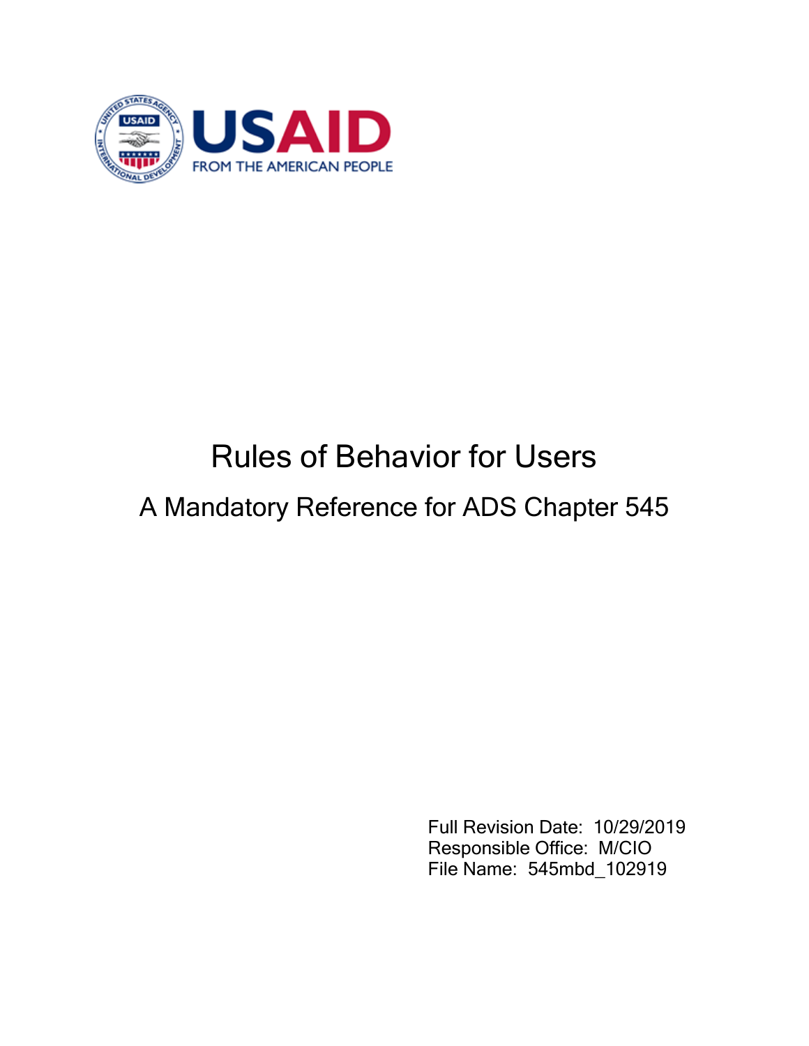USAID
FROM THE AMERICAN PEOPLE

# Rules of Behavior for Users

## A Mandatory Reference for ADS Chapter 545

Full Revision Date: 10/29/2019
Responsible Office: M/CIO
File Name: 545mbd_102919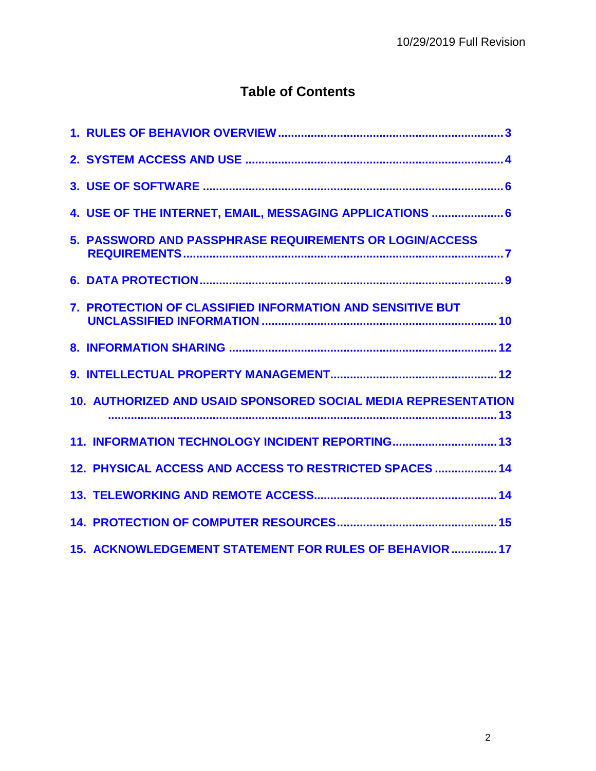# Table of Contents

1. RULES OF BEHAVIOR OVERVIEW .......... 3
2. SYSTEM ACCESS AND USE .......... 4
3. USE OF SOFTWARE .......... 6
4. USE OF THE INTERNET, EMAIL, MESSAGING APPLICATIONS .......... 6
5. PASSWORD AND PASSPHRASE REQUIREMENTS OR LOGIN/ACCESS REQUIREMENTS .......... 7
6. DATA PROTECTION .......... 9
7. PROTECTION OF CLASSIFIED INFORMATION AND SENSITIVE BUT UNCLASSIFIED INFORMATION .......... 10
8. INFORMATION SHARING .......... 12
9. INTELLECTUAL PROPERTY MANAGEMENT .......... 12
10. AUTHORIZED AND USAID SPONSORED SOCIAL MEDIA REPRESENTATION .......... 13
11. INFORMATION TECHNOLOGY INCIDENT REPORTING .......... 13
12. PHYSICAL ACCESS AND ACCESS TO RESTRICTED SPACES .......... 14
13. TELEWORKING AND REMOTE ACCESS .......... 14
14. PROTECTION OF COMPUTER RESOURCES .......... 15
15. ACKNOWLEDGEMENT STATEMENT FOR RULES OF BEHAVIOR .......... 17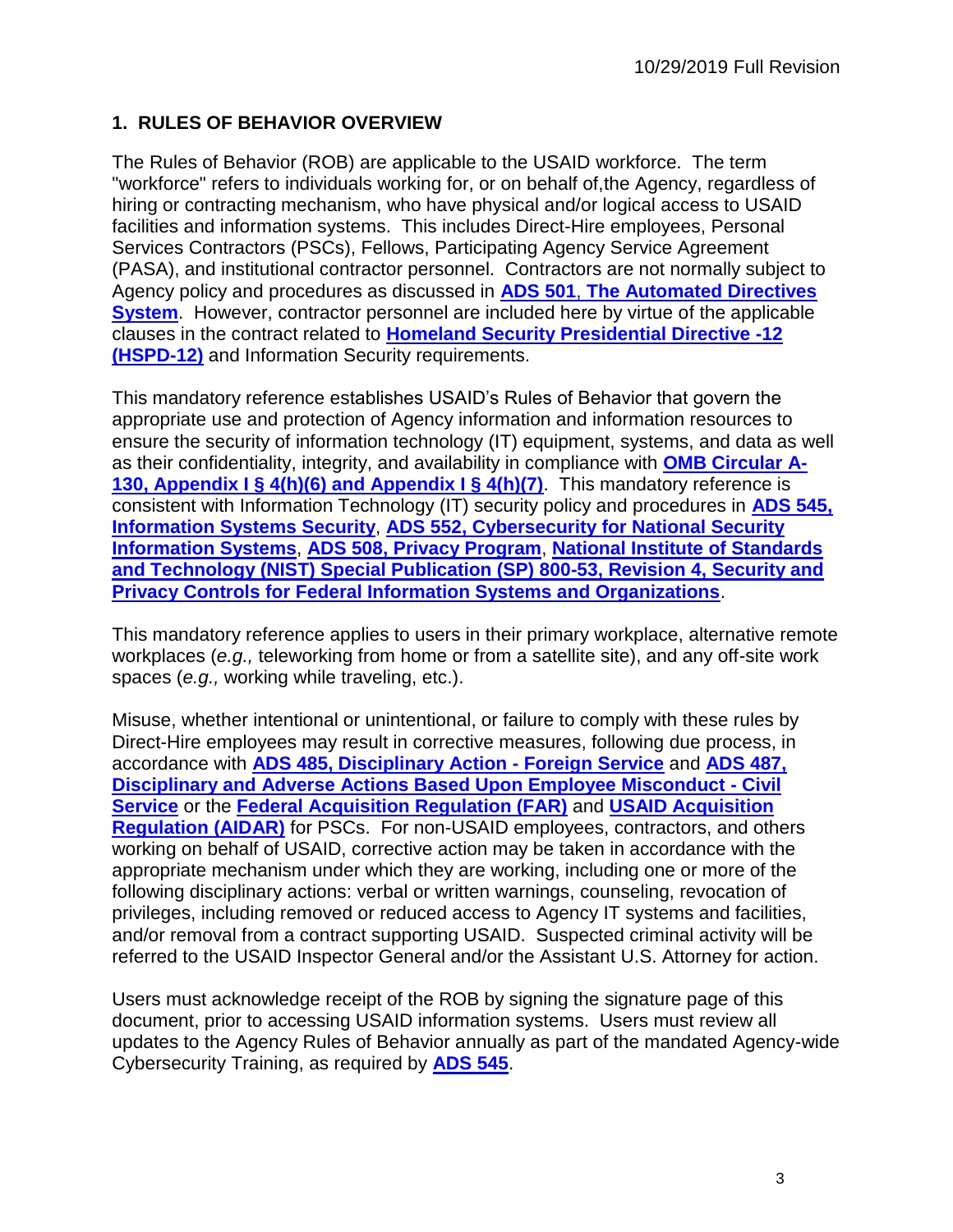## 1. RULES OF BEHAVIOR OVERVIEW

The Rules of Behavior (ROB) are applicable to the USAID workforce. The term "workforce" refers to individuals working for, or on behalf of,the Agency, regardless of hiring or contracting mechanism, who have physical and/or logical access to USAID facilities and information systems. This includes Direct-Hire employees, Personal Services Contractors (PSCs), Fellows, Participating Agency Service Agreement (PASA), and institutional contractor personnel. Contractors are not normally subject to Agency policy and procedures as discussed in **ADS 501, The Automated Directives System**. However, contractor personnel are included here by virtue of the applicable clauses in the contract related to **Homeland Security Presidential Directive -12 (HSPD-12)** and Information Security requirements.

This mandatory reference establishes USAID's Rules of Behavior that govern the appropriate use and protection of Agency information and information resources to ensure the security of information technology (IT) equipment, systems, and data as well as their confidentiality, integrity, and availability in compliance with **OMB Circular A-130, Appendix I § 4(h)(6) and Appendix I § 4(h)(7)**. This mandatory reference is consistent with Information Technology (IT) security policy and procedures in **ADS 545, Information Systems Security**, **ADS 552, Cybersecurity for National Security Information Systems**, **ADS 508, Privacy Program**, **National Institute of Standards and Technology (NIST) Special Publication (SP) 800-53, Revision 4, Security and Privacy Controls for Federal Information Systems and Organizations**.

This mandatory reference applies to users in their primary workplace, alternative remote workplaces (*e.g.,* teleworking from home or from a satellite site), and any off-site work spaces (*e.g.,* working while traveling, etc.).

Misuse, whether intentional or unintentional, or failure to comply with these rules by Direct-Hire employees may result in corrective measures, following due process, in accordance with **ADS 485, Disciplinary Action - Foreign Service** and **ADS 487, Disciplinary and Adverse Actions Based Upon Employee Misconduct - Civil Service** or the **Federal Acquisition Regulation (FAR)** and **USAID Acquisition Regulation (AIDAR)** for PSCs. For non-USAID employees, contractors, and others working on behalf of USAID, corrective action may be taken in accordance with the appropriate mechanism under which they are working, including one or more of the following disciplinary actions: verbal or written warnings, counseling, revocation of privileges, including removed or reduced access to Agency IT systems and facilities, and/or removal from a contract supporting USAID. Suspected criminal activity will be referred to the USAID Inspector General and/or the Assistant U.S. Attorney for action.

Users must acknowledge receipt of the ROB by signing the signature page of this document, prior to accessing USAID information systems. Users must review all updates to the Agency Rules of Behavior annually as part of the mandated Agency-wide Cybersecurity Training, as required by **ADS 545**.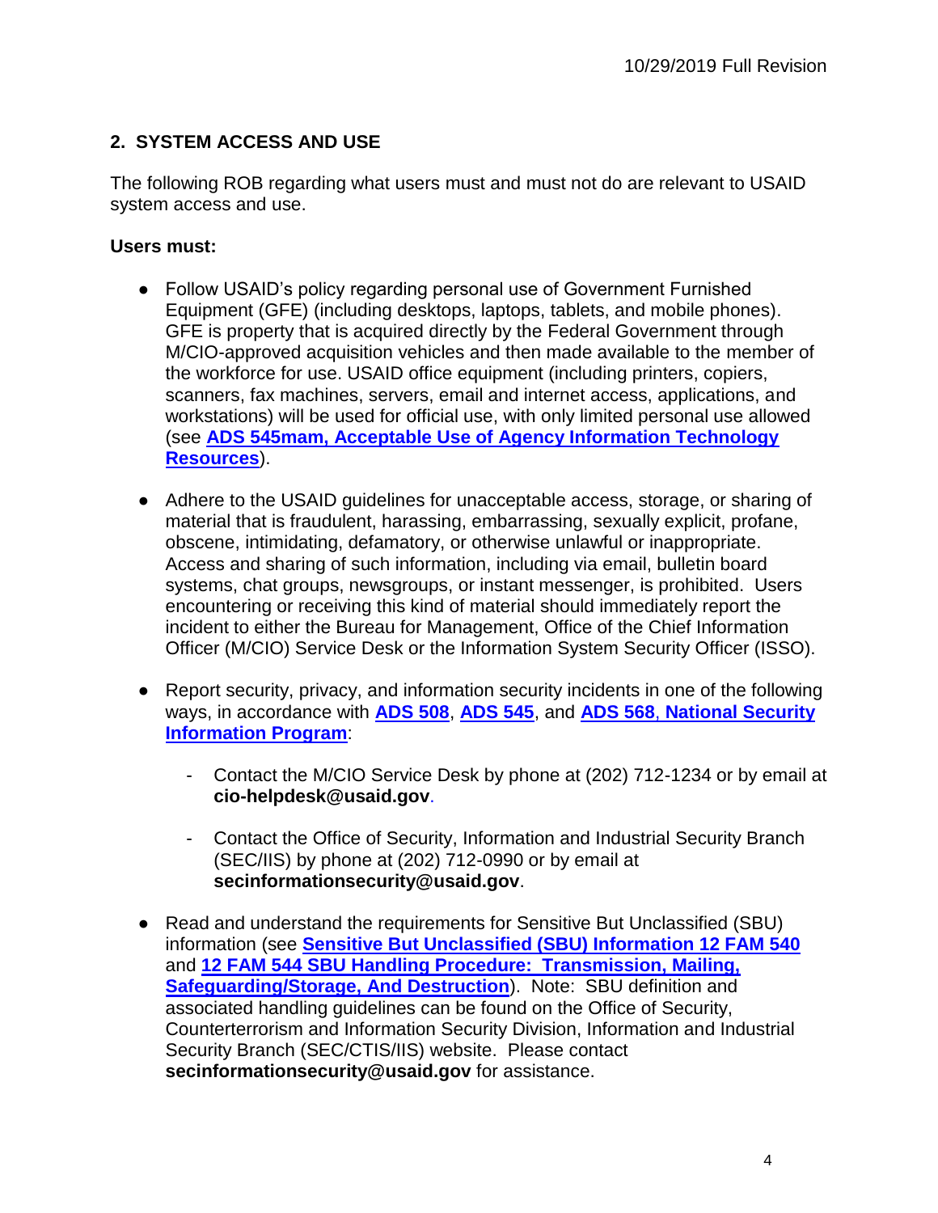## 2. SYSTEM ACCESS AND USE

The following ROB regarding what users must and must not do are relevant to USAID system access and use.

**Users must:**

- Follow USAID's policy regarding personal use of Government Furnished Equipment (GFE) (including desktops, laptops, tablets, and mobile phones). GFE is property that is acquired directly by the Federal Government through M/CIO-approved acquisition vehicles and then made available to the member of the workforce for use. USAID office equipment (including printers, copiers, scanners, fax machines, servers, email and internet access, applications, and workstations) will be used for official use, with only limited personal use allowed (see **ADS 545mam, Acceptable Use of Agency Information Technology Resources**).

- Adhere to the USAID guidelines for unacceptable access, storage, or sharing of material that is fraudulent, harassing, embarrassing, sexually explicit, profane, obscene, intimidating, defamatory, or otherwise unlawful or inappropriate. Access and sharing of such information, including via email, bulletin board systems, chat groups, newsgroups, or instant messenger, is prohibited. Users encountering or receiving this kind of material should immediately report the incident to either the Bureau for Management, Office of the Chief Information Officer (M/CIO) Service Desk or the Information System Security Officer (ISSO).

- Report security, privacy, and information security incidents in one of the following ways, in accordance with **ADS 508**, **ADS 545**, and **ADS 568, National Security Information Program**:

  - Contact the M/CIO Service Desk by phone at (202) 712-1234 or by email at **cio-helpdesk@usaid.gov**.

  - Contact the Office of Security, Information and Industrial Security Branch (SEC/IIS) by phone at (202) 712-0990 or by email at **secinformationsecurity@usaid.gov**.

- Read and understand the requirements for Sensitive But Unclassified (SBU) information (see **Sensitive But Unclassified (SBU) Information 12 FAM 540** and **12 FAM 544 SBU Handling Procedure: Transmission, Mailing, Safeguarding/Storage, And Destruction**). Note: SBU definition and associated handling guidelines can be found on the Office of Security, Counterterrorism and Information Security Division, Information and Industrial Security Branch (SEC/CTIS/IIS) website. Please contact **secinformationsecurity@usaid.gov** for assistance.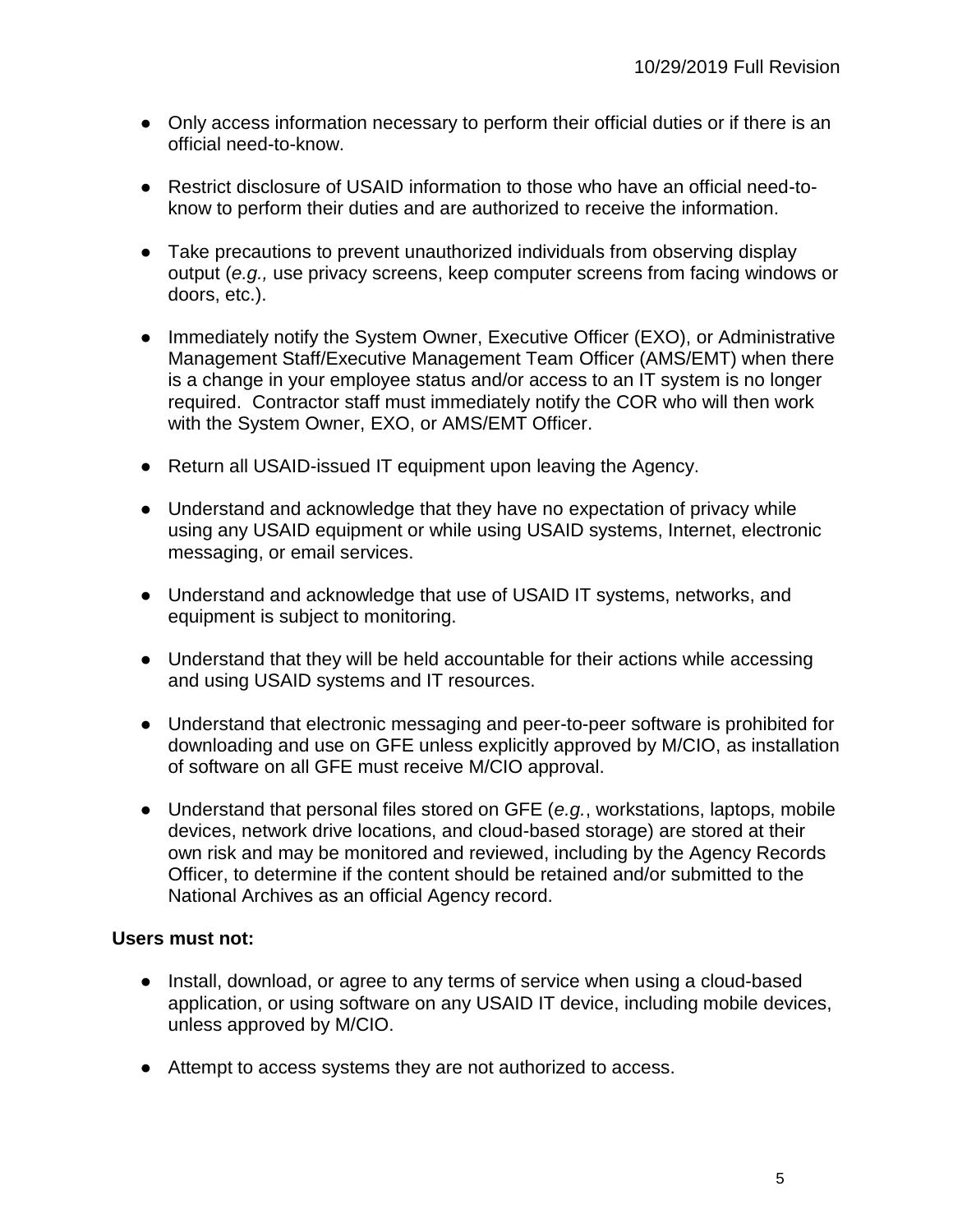- Only access information necessary to perform their official duties or if there is an official need-to-know.

- Restrict disclosure of USAID information to those who have an official need-to-know to perform their duties and are authorized to receive the information.

- Take precautions to prevent unauthorized individuals from observing display output (*e.g.,* use privacy screens, keep computer screens from facing windows or doors, etc.).

- Immediately notify the System Owner, Executive Officer (EXO), or Administrative Management Staff/Executive Management Team Officer (AMS/EMT) when there is a change in your employee status and/or access to an IT system is no longer required. Contractor staff must immediately notify the COR who will then work with the System Owner, EXO, or AMS/EMT Officer.

- Return all USAID-issued IT equipment upon leaving the Agency.

- Understand and acknowledge that they have no expectation of privacy while using any USAID equipment or while using USAID systems, Internet, electronic messaging, or email services.

- Understand and acknowledge that use of USAID IT systems, networks, and equipment is subject to monitoring.

- Understand that they will be held accountable for their actions while accessing and using USAID systems and IT resources.

- Understand that electronic messaging and peer-to-peer software is prohibited for downloading and use on GFE unless explicitly approved by M/CIO, as installation of software on all GFE must receive M/CIO approval.

- Understand that personal files stored on GFE (*e.g.*, workstations, laptops, mobile devices, network drive locations, and cloud-based storage) are stored at their own risk and may be monitored and reviewed, including by the Agency Records Officer, to determine if the content should be retained and/or submitted to the National Archives as an official Agency record.

**Users must not:**

- Install, download, or agree to any terms of service when using a cloud-based application, or using software on any USAID IT device, including mobile devices, unless approved by M/CIO.

- Attempt to access systems they are not authorized to access.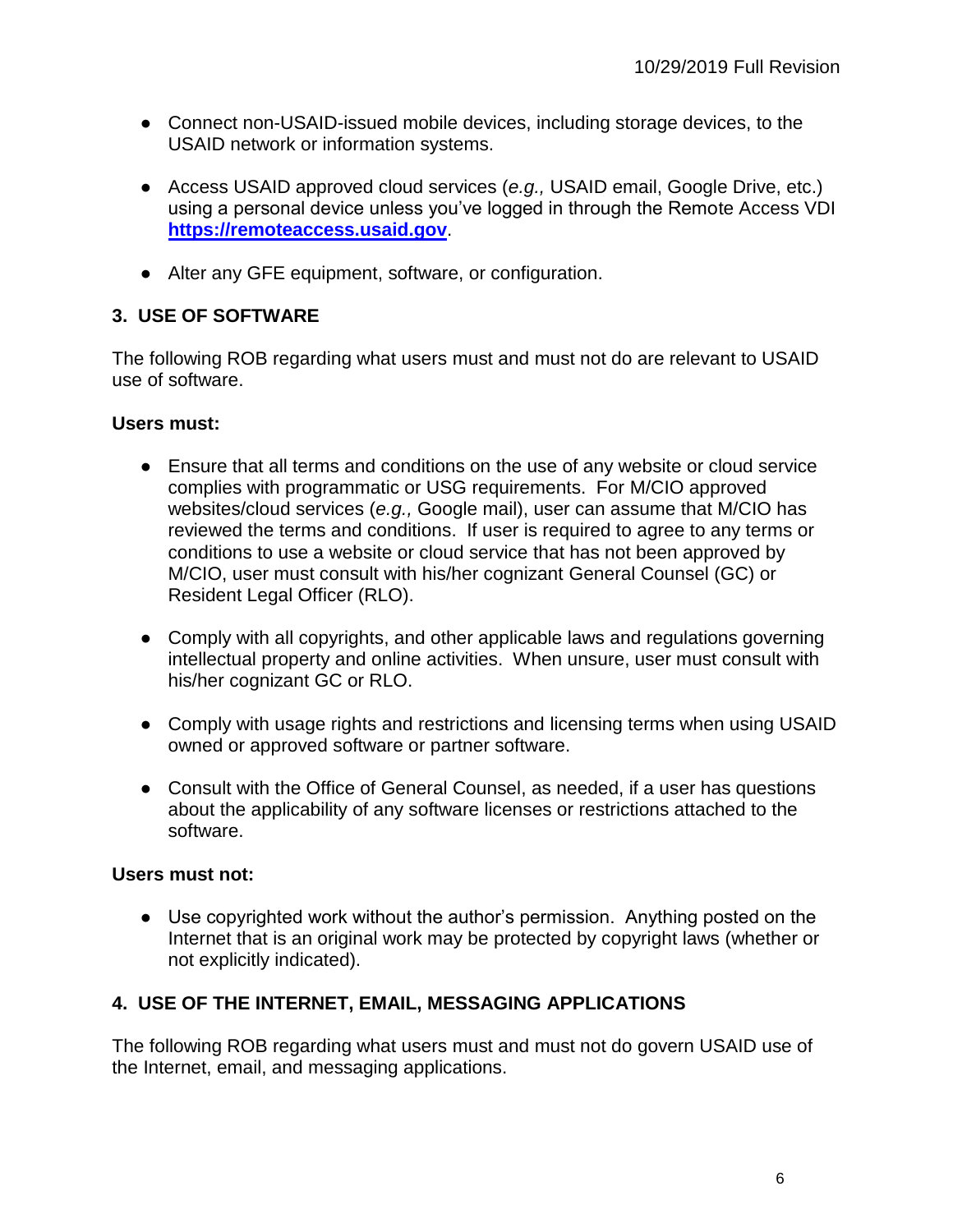- Connect non-USAID-issued mobile devices, including storage devices, to the USAID network or information systems.

- Access USAID approved cloud services (*e.g.,* USAID email, Google Drive, etc.) using a personal device unless you've logged in through the Remote Access VDI **https://remoteaccess.usaid.gov**.

- Alter any GFE equipment, software, or configuration.

## 3. USE OF SOFTWARE

The following ROB regarding what users must and must not do are relevant to USAID use of software.

**Users must:**

- Ensure that all terms and conditions on the use of any website or cloud service complies with programmatic or USG requirements. For M/CIO approved websites/cloud services (*e.g.,* Google mail), user can assume that M/CIO has reviewed the terms and conditions. If user is required to agree to any terms or conditions to use a website or cloud service that has not been approved by M/CIO, user must consult with his/her cognizant General Counsel (GC) or Resident Legal Officer (RLO).

- Comply with all copyrights, and other applicable laws and regulations governing intellectual property and online activities. When unsure, user must consult with his/her cognizant GC or RLO.

- Comply with usage rights and restrictions and licensing terms when using USAID owned or approved software or partner software.

- Consult with the Office of General Counsel, as needed, if a user has questions about the applicability of any software licenses or restrictions attached to the software.

**Users must not:**

- Use copyrighted work without the author's permission. Anything posted on the Internet that is an original work may be protected by copyright laws (whether or not explicitly indicated).

## 4. USE OF THE INTERNET, EMAIL, MESSAGING APPLICATIONS

The following ROB regarding what users must and must not do govern USAID use of the Internet, email, and messaging applications.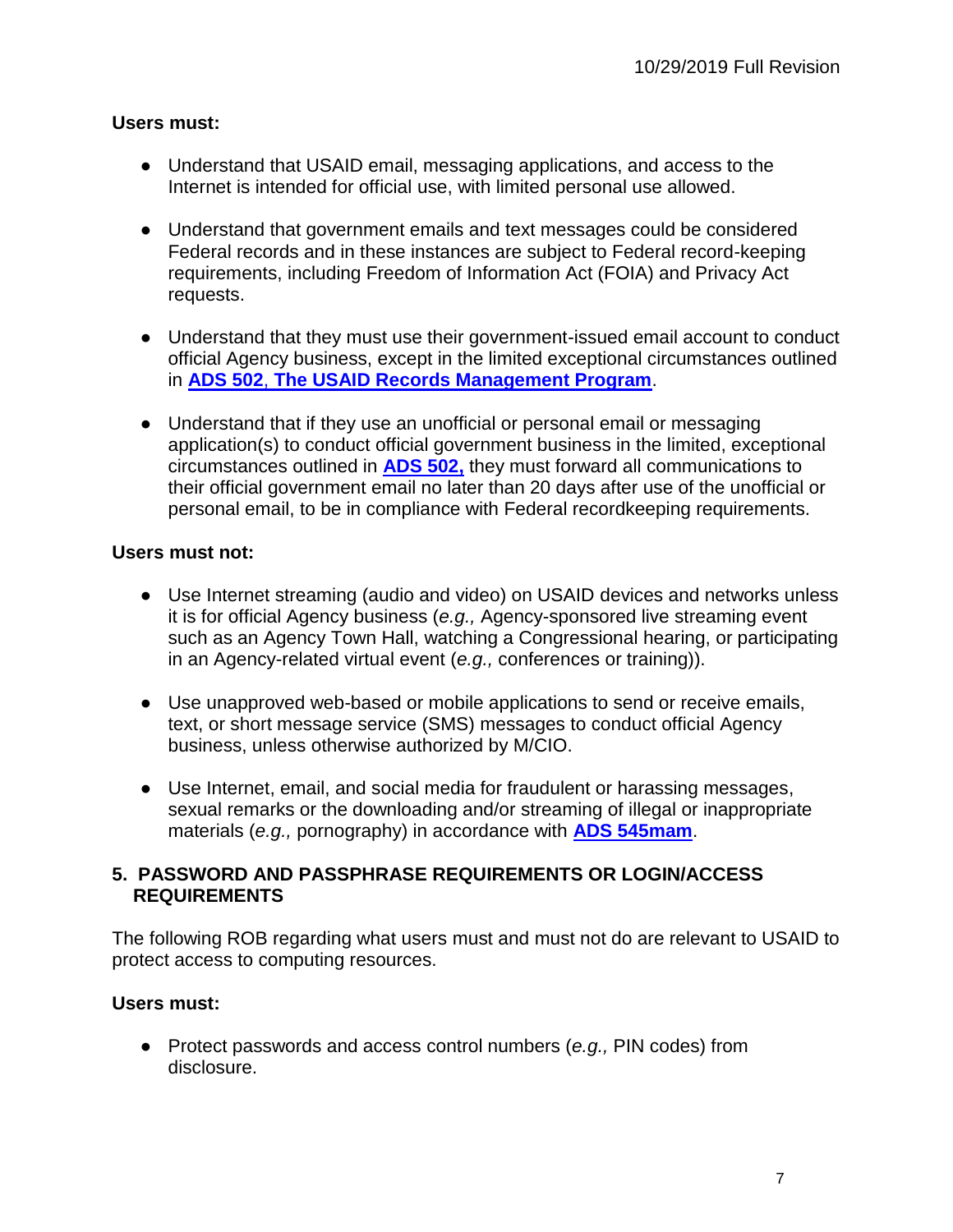**Users must:**

- Understand that USAID email, messaging applications, and access to the Internet is intended for official use, with limited personal use allowed.
- Understand that government emails and text messages could be considered Federal records and in these instances are subject to Federal record-keeping requirements, including Freedom of Information Act (FOIA) and Privacy Act requests.
- Understand that they must use their government-issued email account to conduct official Agency business, except in the limited exceptional circumstances outlined in **ADS 502, The USAID Records Management Program**.
- Understand that if they use an unofficial or personal email or messaging application(s) to conduct official government business in the limited, exceptional circumstances outlined in **ADS 502,** they must forward all communications to their official government email no later than 20 days after use of the unofficial or personal email, to be in compliance with Federal recordkeeping requirements.

**Users must not:**

- Use Internet streaming (audio and video) on USAID devices and networks unless it is for official Agency business (*e.g.,* Agency-sponsored live streaming event such as an Agency Town Hall, watching a Congressional hearing, or participating in an Agency-related virtual event (*e.g.,* conferences or training)).
- Use unapproved web-based or mobile applications to send or receive emails, text, or short message service (SMS) messages to conduct official Agency business, unless otherwise authorized by M/CIO.
- Use Internet, email, and social media for fraudulent or harassing messages, sexual remarks or the downloading and/or streaming of illegal or inappropriate materials (*e.g.,* pornography) in accordance with **ADS 545mam**.

## 5. PASSWORD AND PASSPHRASE REQUIREMENTS OR LOGIN/ACCESS REQUIREMENTS

The following ROB regarding what users must and must not do are relevant to USAID to protect access to computing resources.

**Users must:**

- Protect passwords and access control numbers (*e.g.,* PIN codes) from disclosure.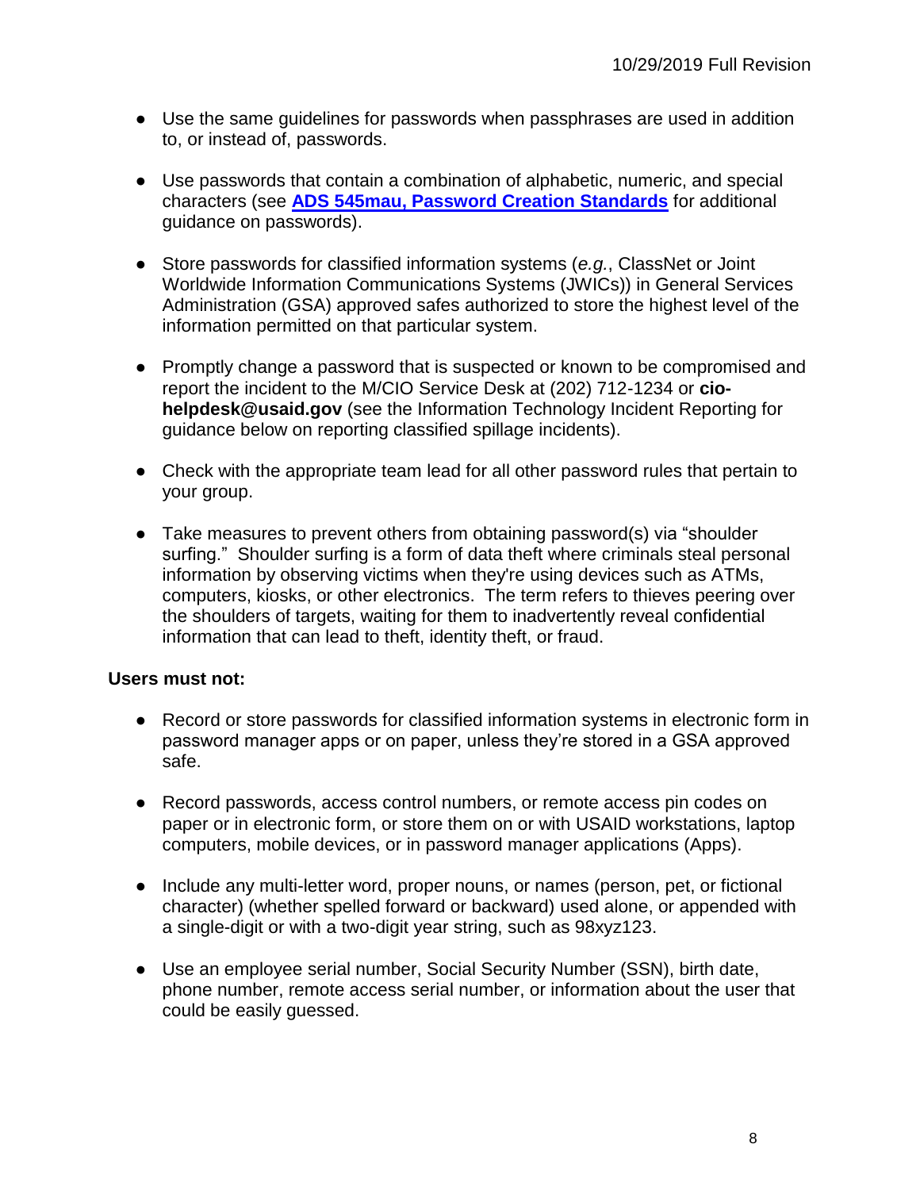- Use the same guidelines for passwords when passphrases are used in addition to, or instead of, passwords.

- Use passwords that contain a combination of alphabetic, numeric, and special characters (see **ADS 545mau, Password Creation Standards** for additional guidance on passwords).

- Store passwords for classified information systems (*e.g.*, ClassNet or Joint Worldwide Information Communications Systems (JWICs)) in General Services Administration (GSA) approved safes authorized to store the highest level of the information permitted on that particular system.

- Promptly change a password that is suspected or known to be compromised and report the incident to the M/CIO Service Desk at (202) 712-1234 or **cio-helpdesk@usaid.gov** (see the Information Technology Incident Reporting for guidance below on reporting classified spillage incidents).

- Check with the appropriate team lead for all other password rules that pertain to your group.

- Take measures to prevent others from obtaining password(s) via "shoulder surfing." Shoulder surfing is a form of data theft where criminals steal personal information by observing victims when they're using devices such as ATMs, computers, kiosks, or other electronics. The term refers to thieves peering over the shoulders of targets, waiting for them to inadvertently reveal confidential information that can lead to theft, identity theft, or fraud.

**Users must not:**

- Record or store passwords for classified information systems in electronic form in password manager apps or on paper, unless they're stored in a GSA approved safe.

- Record passwords, access control numbers, or remote access pin codes on paper or in electronic form, or store them on or with USAID workstations, laptop computers, mobile devices, or in password manager applications (Apps).

- Include any multi-letter word, proper nouns, or names (person, pet, or fictional character) (whether spelled forward or backward) used alone, or appended with a single-digit or with a two-digit year string, such as 98xyz123.

- Use an employee serial number, Social Security Number (SSN), birth date, phone number, remote access serial number, or information about the user that could be easily guessed.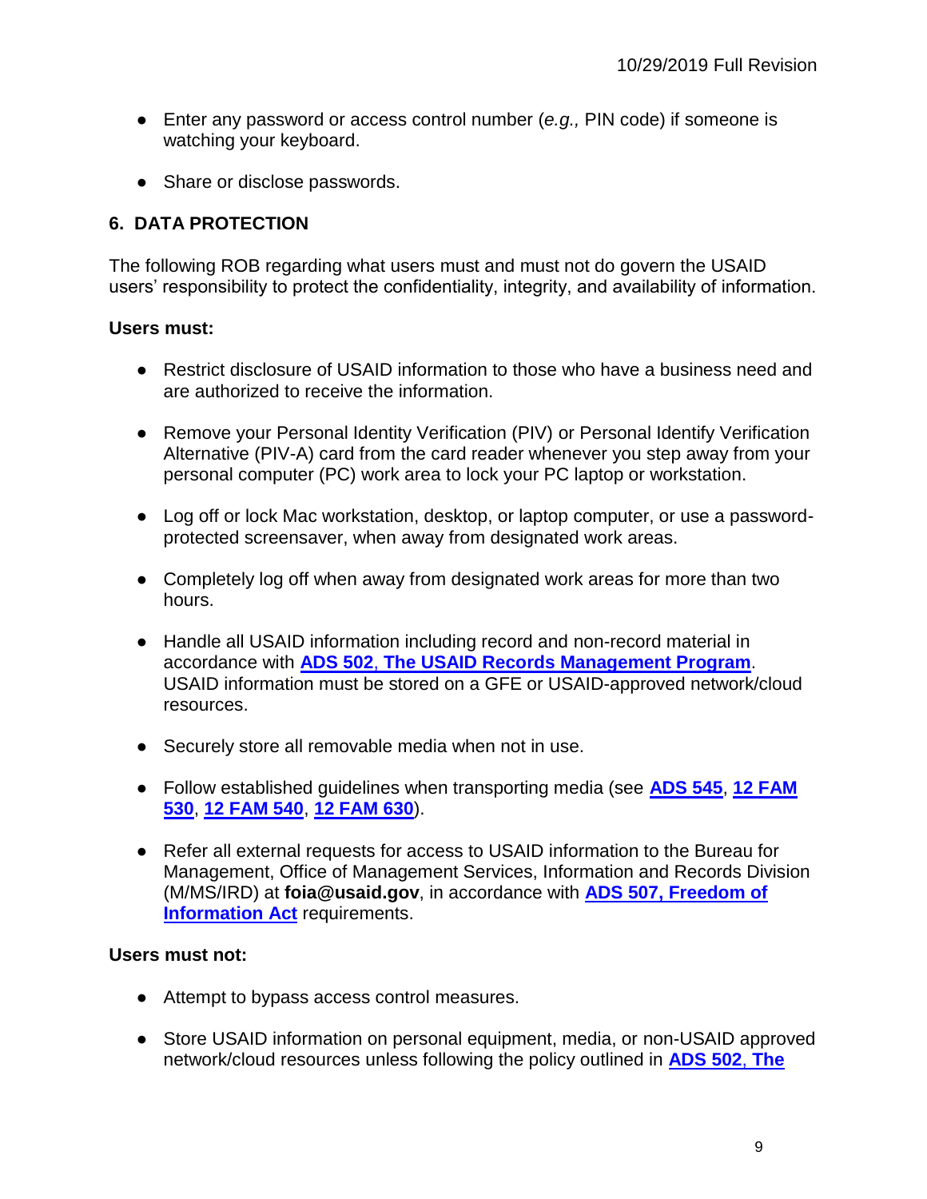- Enter any password or access control number (*e.g.,* PIN code) if someone is watching your keyboard.

- Share or disclose passwords.

## 6. DATA PROTECTION

The following ROB regarding what users must and must not do govern the USAID users' responsibility to protect the confidentiality, integrity, and availability of information.

**Users must:**

- Restrict disclosure of USAID information to those who have a business need and are authorized to receive the information.

- Remove your Personal Identity Verification (PIV) or Personal Identify Verification Alternative (PIV-A) card from the card reader whenever you step away from your personal computer (PC) work area to lock your PC laptop or workstation.

- Log off or lock Mac workstation, desktop, or laptop computer, or use a password-protected screensaver, when away from designated work areas.

- Completely log off when away from designated work areas for more than two hours.

- Handle all USAID information including record and non-record material in accordance with **ADS 502, The USAID Records Management Program**. USAID information must be stored on a GFE or USAID-approved network/cloud resources.

- Securely store all removable media when not in use.

- Follow established guidelines when transporting media (see **ADS 545**, **12 FAM 530**, **12 FAM 540**, **12 FAM 630**).

- Refer all external requests for access to USAID information to the Bureau for Management, Office of Management Services, Information and Records Division (M/MS/IRD) at **foia@usaid.gov**, in accordance with **ADS 507, Freedom of Information Act** requirements.

**Users must not:**

- Attempt to bypass access control measures.

- Store USAID information on personal equipment, media, or non-USAID approved network/cloud resources unless following the policy outlined in **ADS 502, The**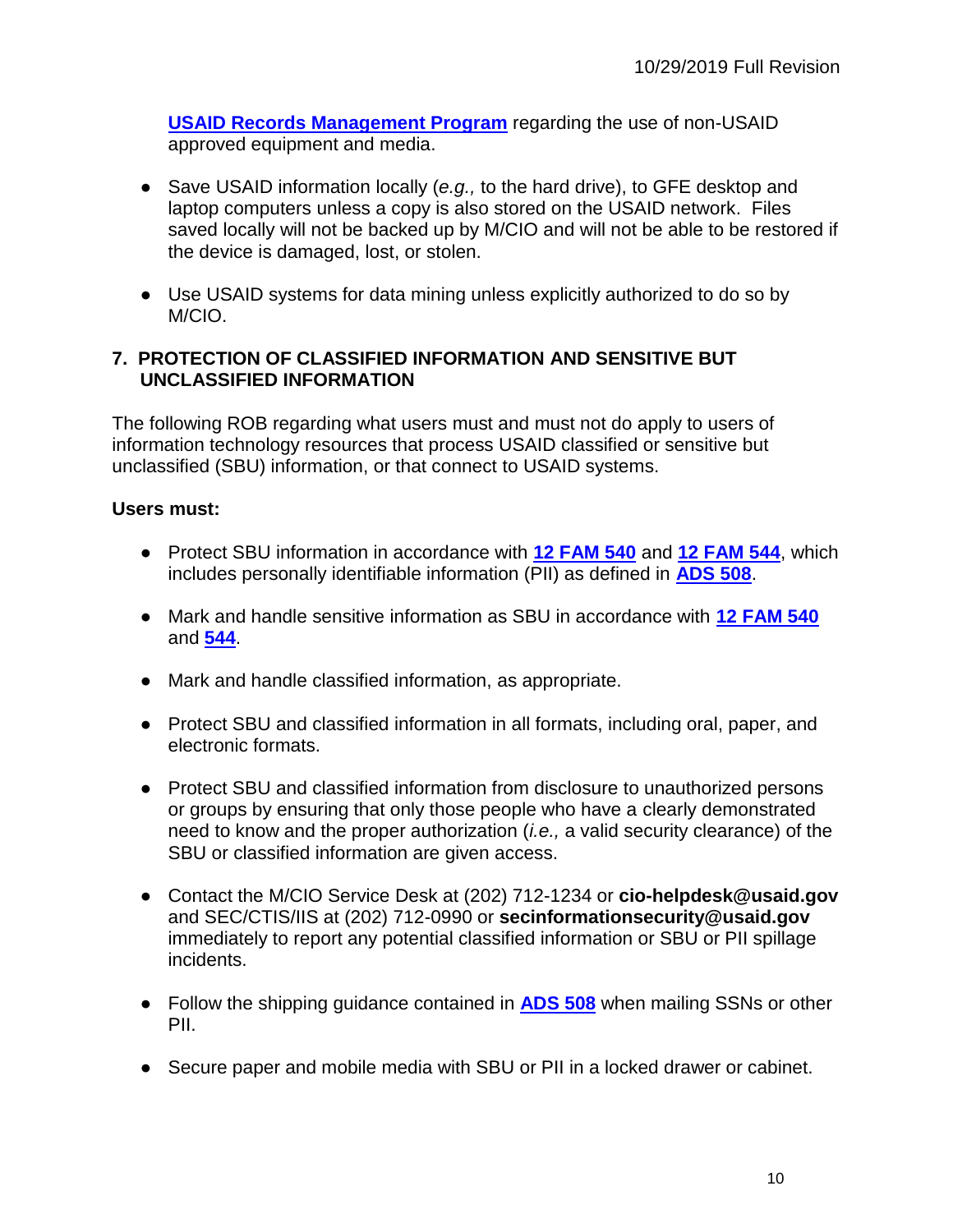**USAID Records Management Program** regarding the use of non-USAID approved equipment and media.

- Save USAID information locally (*e.g.,* to the hard drive), to GFE desktop and laptop computers unless a copy is also stored on the USAID network. Files saved locally will not be backed up by M/CIO and will not be able to be restored if the device is damaged, lost, or stolen.

- Use USAID systems for data mining unless explicitly authorized to do so by M/CIO.

## 7. PROTECTION OF CLASSIFIED INFORMATION AND SENSITIVE BUT UNCLASSIFIED INFORMATION

The following ROB regarding what users must and must not do apply to users of information technology resources that process USAID classified or sensitive but unclassified (SBU) information, or that connect to USAID systems.

**Users must:**

- Protect SBU information in accordance with **12 FAM 540** and **12 FAM 544**, which includes personally identifiable information (PII) as defined in **ADS 508**.

- Mark and handle sensitive information as SBU in accordance with **12 FAM 540** and **544**.

- Mark and handle classified information, as appropriate.

- Protect SBU and classified information in all formats, including oral, paper, and electronic formats.

- Protect SBU and classified information from disclosure to unauthorized persons or groups by ensuring that only those people who have a clearly demonstrated need to know and the proper authorization (*i.e.,* a valid security clearance) of the SBU or classified information are given access.

- Contact the M/CIO Service Desk at (202) 712-1234 or **cio-helpdesk@usaid.gov** and SEC/CTIS/IIS at (202) 712-0990 or **secinformationsecurity@usaid.gov** immediately to report any potential classified information or SBU or PII spillage incidents.

- Follow the shipping guidance contained in **ADS 508** when mailing SSNs or other PII.

- Secure paper and mobile media with SBU or PII in a locked drawer or cabinet.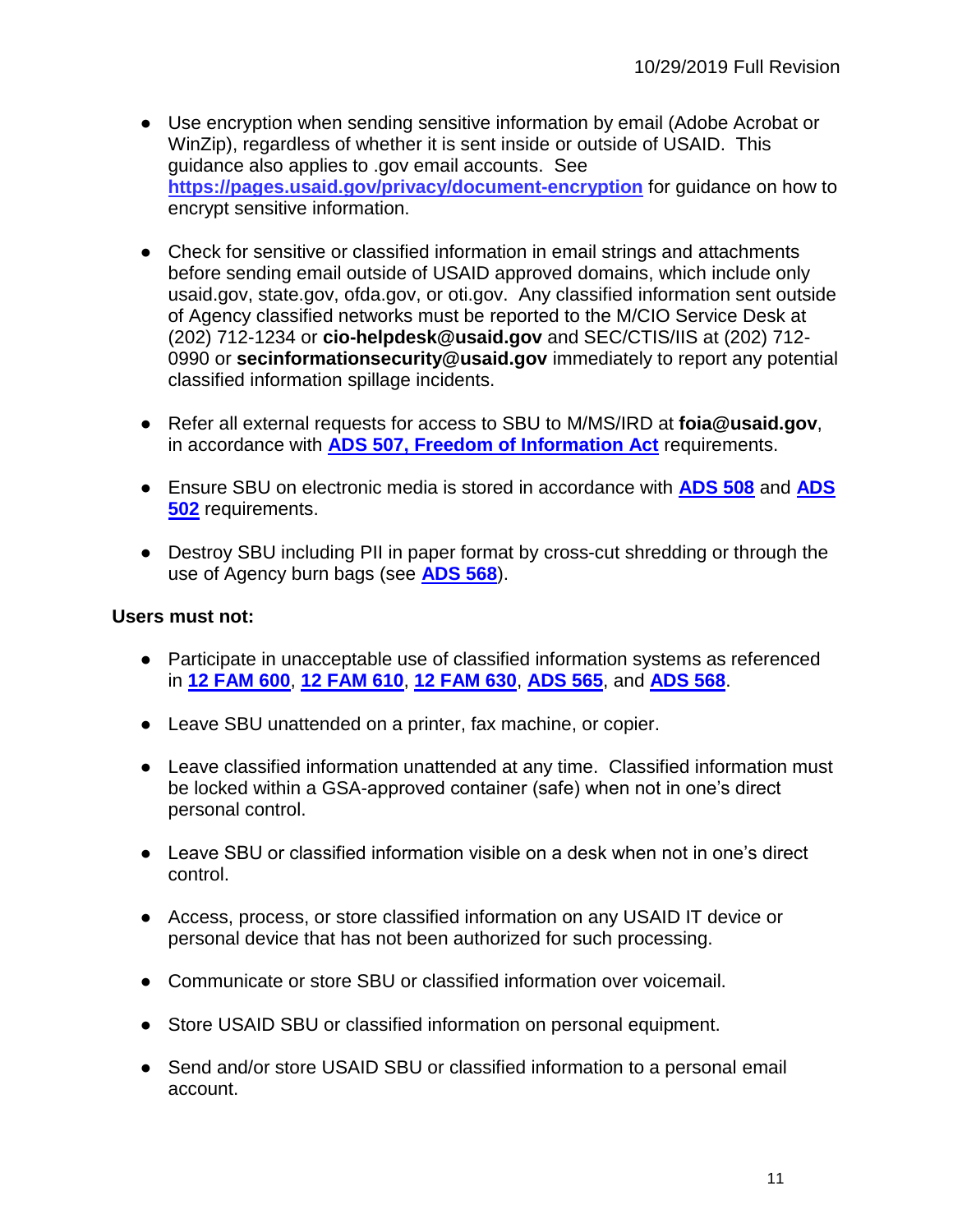- Use encryption when sending sensitive information by email (Adobe Acrobat or WinZip), regardless of whether it is sent inside or outside of USAID. This guidance also applies to .gov email accounts. See **https://pages.usaid.gov/privacy/document-encryption** for guidance on how to encrypt sensitive information.

- Check for sensitive or classified information in email strings and attachments before sending email outside of USAID approved domains, which include only usaid.gov, state.gov, ofda.gov, or oti.gov. Any classified information sent outside of Agency classified networks must be reported to the M/CIO Service Desk at (202) 712-1234 or **cio-helpdesk@usaid.gov** and SEC/CTIS/IIS at (202) 712-0990 or **secinformationsecurity@usaid.gov** immediately to report any potential classified information spillage incidents.

- Refer all external requests for access to SBU to M/MS/IRD at **foia@usaid.gov**, in accordance with **ADS 507, Freedom of Information Act** requirements.

- Ensure SBU on electronic media is stored in accordance with **ADS 508** and **ADS 502** requirements.

- Destroy SBU including PII in paper format by cross-cut shredding or through the use of Agency burn bags (see **ADS 568**).

**Users must not:**

- Participate in unacceptable use of classified information systems as referenced in **12 FAM 600**, **12 FAM 610**, **12 FAM 630**, **ADS 565**, and **ADS 568**.

- Leave SBU unattended on a printer, fax machine, or copier.

- Leave classified information unattended at any time. Classified information must be locked within a GSA-approved container (safe) when not in one's direct personal control.

- Leave SBU or classified information visible on a desk when not in one's direct control.

- Access, process, or store classified information on any USAID IT device or personal device that has not been authorized for such processing.

- Communicate or store SBU or classified information over voicemail.

- Store USAID SBU or classified information on personal equipment.

- Send and/or store USAID SBU or classified information to a personal email account.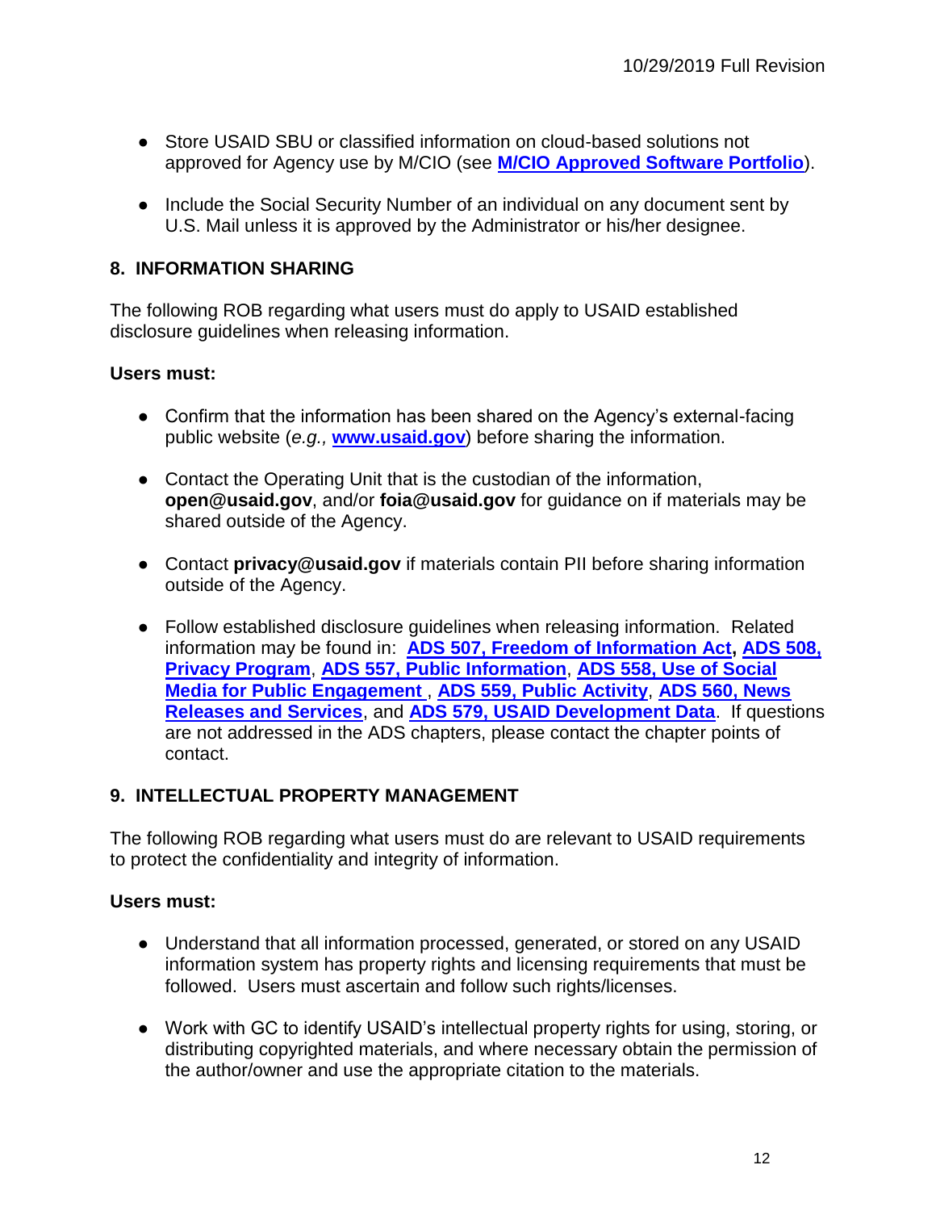- Store USAID SBU or classified information on cloud-based solutions not approved for Agency use by M/CIO (see **M/CIO Approved Software Portfolio**).

- Include the Social Security Number of an individual on any document sent by U.S. Mail unless it is approved by the Administrator or his/her designee.

## 8. INFORMATION SHARING

The following ROB regarding what users must do apply to USAID established disclosure guidelines when releasing information.

**Users must:**

- Confirm that the information has been shared on the Agency's external-facing public website (*e.g.,* **www.usaid.gov**) before sharing the information.

- Contact the Operating Unit that is the custodian of the information, **open@usaid.gov**, and/or **foia@usaid.gov** for guidance on if materials may be shared outside of the Agency.

- Contact **privacy@usaid.gov** if materials contain PII before sharing information outside of the Agency.

- Follow established disclosure guidelines when releasing information. Related information may be found in: **ADS 507, Freedom of Information Act, ADS 508, Privacy Program**, **ADS 557, Public Information**, **ADS 558, Use of Social Media for Public Engagement** , **ADS 559, Public Activity**, **ADS 560, News Releases and Services**, and **ADS 579, USAID Development Data**. If questions are not addressed in the ADS chapters, please contact the chapter points of contact.

## 9. INTELLECTUAL PROPERTY MANAGEMENT

The following ROB regarding what users must do are relevant to USAID requirements to protect the confidentiality and integrity of information.

**Users must:**

- Understand that all information processed, generated, or stored on any USAID information system has property rights and licensing requirements that must be followed. Users must ascertain and follow such rights/licenses.

- Work with GC to identify USAID's intellectual property rights for using, storing, or distributing copyrighted materials, and where necessary obtain the permission of the author/owner and use the appropriate citation to the materials.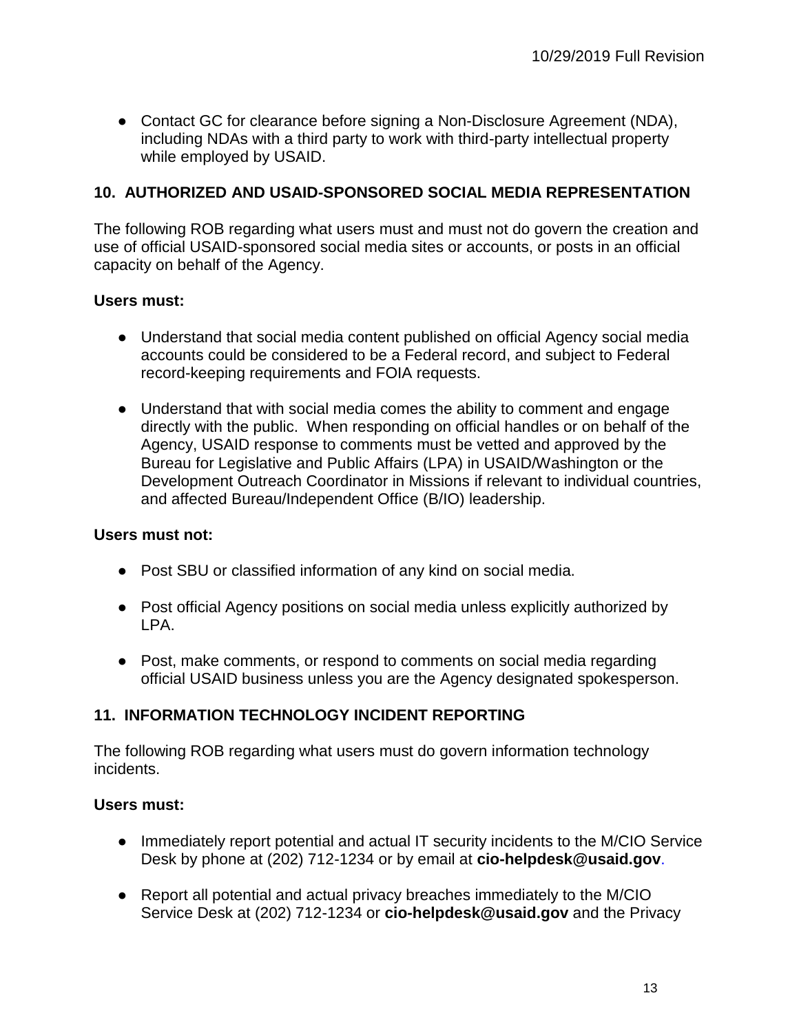- Contact GC for clearance before signing a Non-Disclosure Agreement (NDA), including NDAs with a third party to work with third-party intellectual property while employed by USAID.

## 10. AUTHORIZED AND USAID-SPONSORED SOCIAL MEDIA REPRESENTATION

The following ROB regarding what users must and must not do govern the creation and use of official USAID-sponsored social media sites or accounts, or posts in an official capacity on behalf of the Agency.

**Users must:**

- Understand that social media content published on official Agency social media accounts could be considered to be a Federal record, and subject to Federal record-keeping requirements and FOIA requests.
- Understand that with social media comes the ability to comment and engage directly with the public. When responding on official handles or on behalf of the Agency, USAID response to comments must be vetted and approved by the Bureau for Legislative and Public Affairs (LPA) in USAID/Washington or the Development Outreach Coordinator in Missions if relevant to individual countries, and affected Bureau/Independent Office (B/IO) leadership.

**Users must not:**

- Post SBU or classified information of any kind on social media.
- Post official Agency positions on social media unless explicitly authorized by LPA.
- Post, make comments, or respond to comments on social media regarding official USAID business unless you are the Agency designated spokesperson.

## 11. INFORMATION TECHNOLOGY INCIDENT REPORTING

The following ROB regarding what users must do govern information technology incidents.

**Users must:**

- Immediately report potential and actual IT security incidents to the M/CIO Service Desk by phone at (202) 712-1234 or by email at **cio-helpdesk@usaid.gov**.
- Report all potential and actual privacy breaches immediately to the M/CIO Service Desk at (202) 712-1234 or **cio-helpdesk@usaid.gov** and the Privacy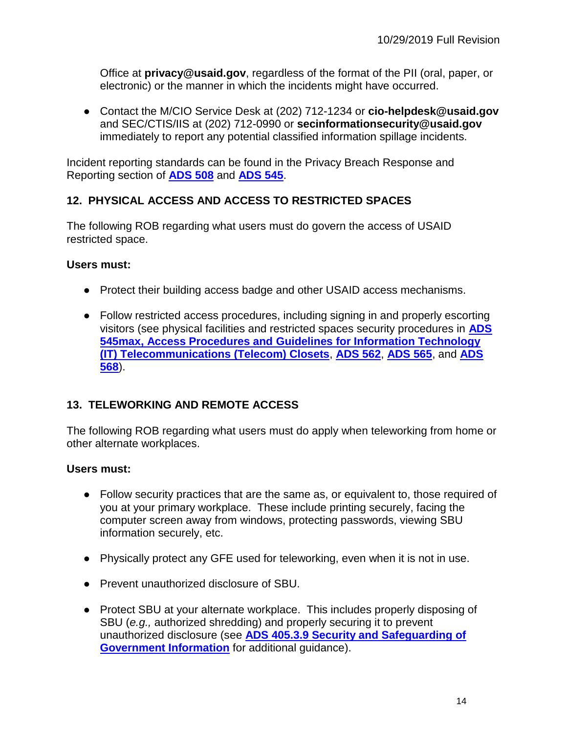Office at **privacy@usaid.gov**, regardless of the format of the PII (oral, paper, or electronic) or the manner in which the incidents might have occurred.

- Contact the M/CIO Service Desk at (202) 712-1234 or **cio-helpdesk@usaid.gov** and SEC/CTIS/IIS at (202) 712-0990 or **secinformationsecurity@usaid.gov** immediately to report any potential classified information spillage incidents.

Incident reporting standards can be found in the Privacy Breach Response and Reporting section of **ADS 508** and **ADS 545**.

## 12. PHYSICAL ACCESS AND ACCESS TO RESTRICTED SPACES

The following ROB regarding what users must do govern the access of USAID restricted space.

**Users must:**

- Protect their building access badge and other USAID access mechanisms.
- Follow restricted access procedures, including signing in and properly escorting visitors (see physical facilities and restricted spaces security procedures in **ADS 545max, Access Procedures and Guidelines for Information Technology (IT) Telecommunications (Telecom) Closets**, **ADS 562**, **ADS 565**, and **ADS 568**).

## 13. TELEWORKING AND REMOTE ACCESS

The following ROB regarding what users must do apply when teleworking from home or other alternate workplaces.

**Users must:**

- Follow security practices that are the same as, or equivalent to, those required of you at your primary workplace. These include printing securely, facing the computer screen away from windows, protecting passwords, viewing SBU information securely, etc.
- Physically protect any GFE used for teleworking, even when it is not in use.
- Prevent unauthorized disclosure of SBU.
- Protect SBU at your alternate workplace. This includes properly disposing of SBU (*e.g.,* authorized shredding) and properly securing it to prevent unauthorized disclosure (see **ADS 405.3.9 Security and Safeguarding of Government Information** for additional guidance).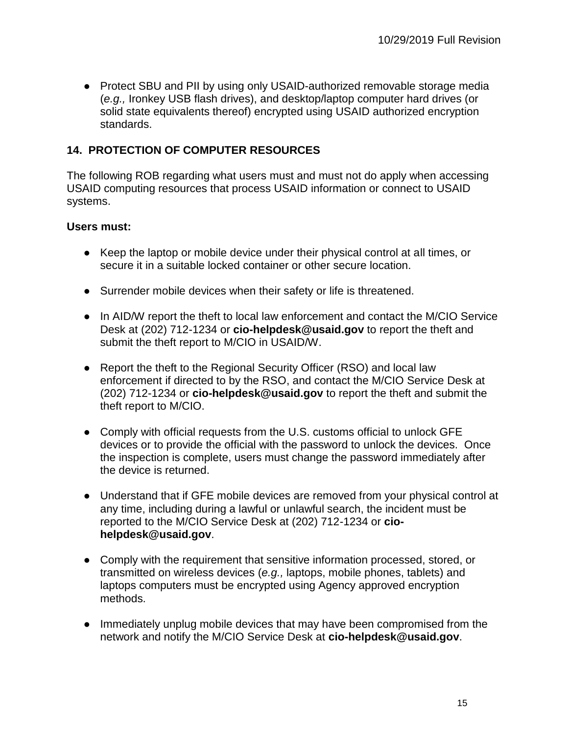- Protect SBU and PII by using only USAID-authorized removable storage media (*e.g.,* Ironkey USB flash drives), and desktop/laptop computer hard drives (or solid state equivalents thereof) encrypted using USAID authorized encryption standards.

## 14. PROTECTION OF COMPUTER RESOURCES

The following ROB regarding what users must and must not do apply when accessing USAID computing resources that process USAID information or connect to USAID systems.

**Users must:**

- Keep the laptop or mobile device under their physical control at all times, or secure it in a suitable locked container or other secure location.

- Surrender mobile devices when their safety or life is threatened.

- In AID/W report the theft to local law enforcement and contact the M/CIO Service Desk at (202) 712-1234 or **cio-helpdesk@usaid.gov** to report the theft and submit the theft report to M/CIO in USAID/W.

- Report the theft to the Regional Security Officer (RSO) and local law enforcement if directed to by the RSO, and contact the M/CIO Service Desk at (202) 712-1234 or **cio-helpdesk@usaid.gov** to report the theft and submit the theft report to M/CIO.

- Comply with official requests from the U.S. customs official to unlock GFE devices or to provide the official with the password to unlock the devices. Once the inspection is complete, users must change the password immediately after the device is returned.

- Understand that if GFE mobile devices are removed from your physical control at any time, including during a lawful or unlawful search, the incident must be reported to the M/CIO Service Desk at (202) 712-1234 or **cio-helpdesk@usaid.gov**.

- Comply with the requirement that sensitive information processed, stored, or transmitted on wireless devices (*e.g.,* laptops, mobile phones, tablets) and laptops computers must be encrypted using Agency approved encryption methods.

- Immediately unplug mobile devices that may have been compromised from the network and notify the M/CIO Service Desk at **cio-helpdesk@usaid.gov**.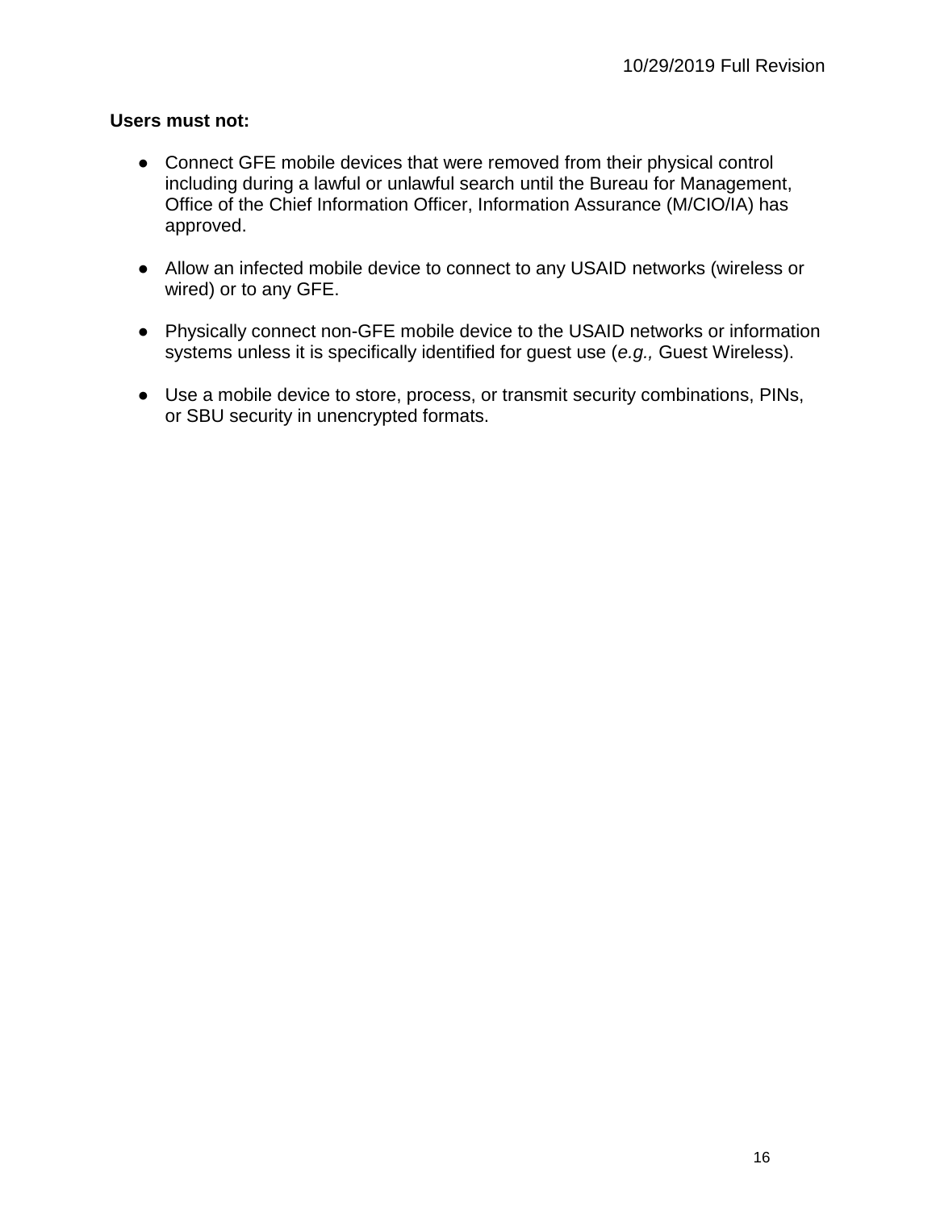**Users must not:**

- Connect GFE mobile devices that were removed from their physical control including during a lawful or unlawful search until the Bureau for Management, Office of the Chief Information Officer, Information Assurance (M/CIO/IA) has approved.

- Allow an infected mobile device to connect to any USAID networks (wireless or wired) or to any GFE.

- Physically connect non-GFE mobile device to the USAID networks or information systems unless it is specifically identified for guest use (*e.g.,* Guest Wireless).

- Use a mobile device to store, process, or transmit security combinations, PINs, or SBU security in unencrypted formats.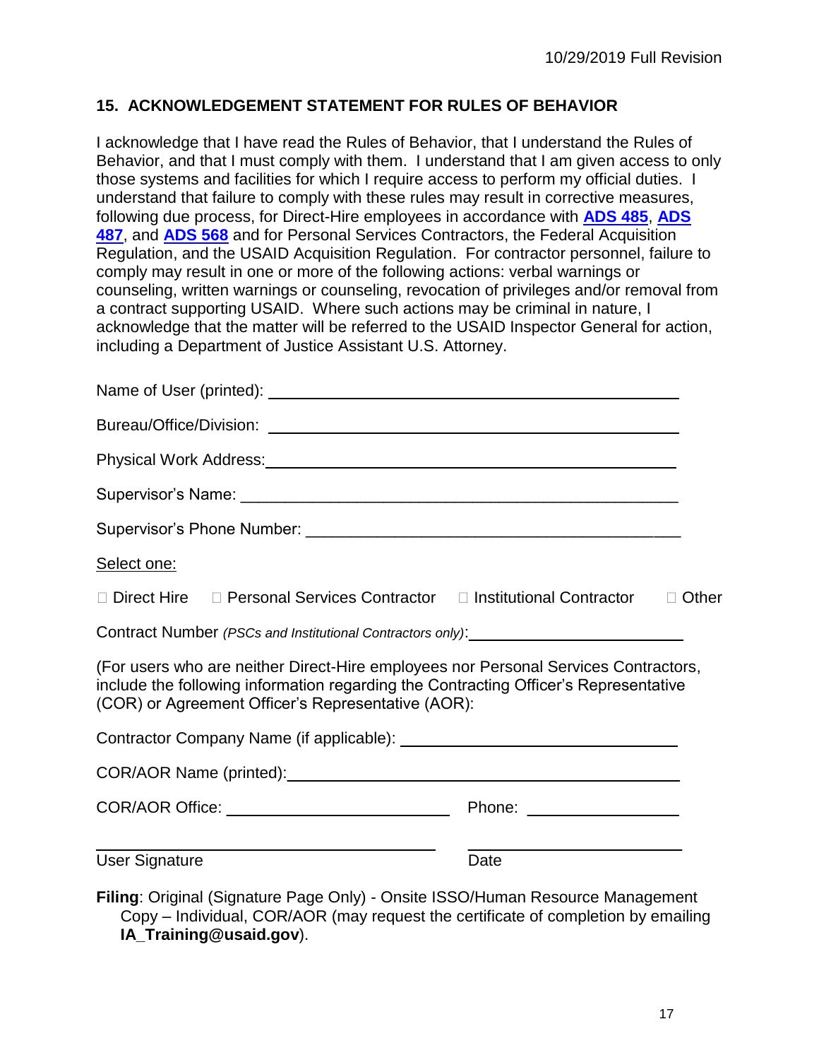## 15. ACKNOWLEDGEMENT STATEMENT FOR RULES OF BEHAVIOR

I acknowledge that I have read the Rules of Behavior, that I understand the Rules of Behavior, and that I must comply with them. I understand that I am given access to only those systems and facilities for which I require access to perform my official duties. I understand that failure to comply with these rules may result in corrective measures, following due process, for Direct-Hire employees in accordance with **ADS 485**, **ADS 487**, and **ADS 568** and for Personal Services Contractors, the Federal Acquisition Regulation, and the USAID Acquisition Regulation. For contractor personnel, failure to comply may result in one or more of the following actions: verbal warnings or counseling, written warnings or counseling, revocation of privileges and/or removal from a contract supporting USAID. Where such actions may be criminal in nature, I acknowledge that the matter will be referred to the USAID Inspector General for action, including a Department of Justice Assistant U.S. Attorney.

Name of User (printed): ______________________________________________

Bureau/Office/Division: ______________________________________________

Physical Work Address: ______________________________________________

Supervisor's Name: __________________________________________________

Supervisor's Phone Number: ___________________________________________

Select one:

☐ Direct Hire ☐ Personal Services Contractor ☐ Institutional Contractor ☐ Other

Contract Number *(PSCs and Institutional Contractors only)*: _________________________

(For users who are neither Direct-Hire employees nor Personal Services Contractors, include the following information regarding the Contracting Officer's Representative (COR) or Agreement Officer's Representative (AOR):

Contractor Company Name (if applicable): ______________________________

COR/AOR Name (printed): ______________________________________________

COR/AOR Office: ____________________________ Phone: __________________

______________________________________ ________________________

User Signature Date

**Filing**: Original (Signature Page Only) - Onsite ISSO/Human Resource Management Copy – Individual, COR/AOR (may request the certificate of completion by emailing **IA_Training@usaid.gov**).